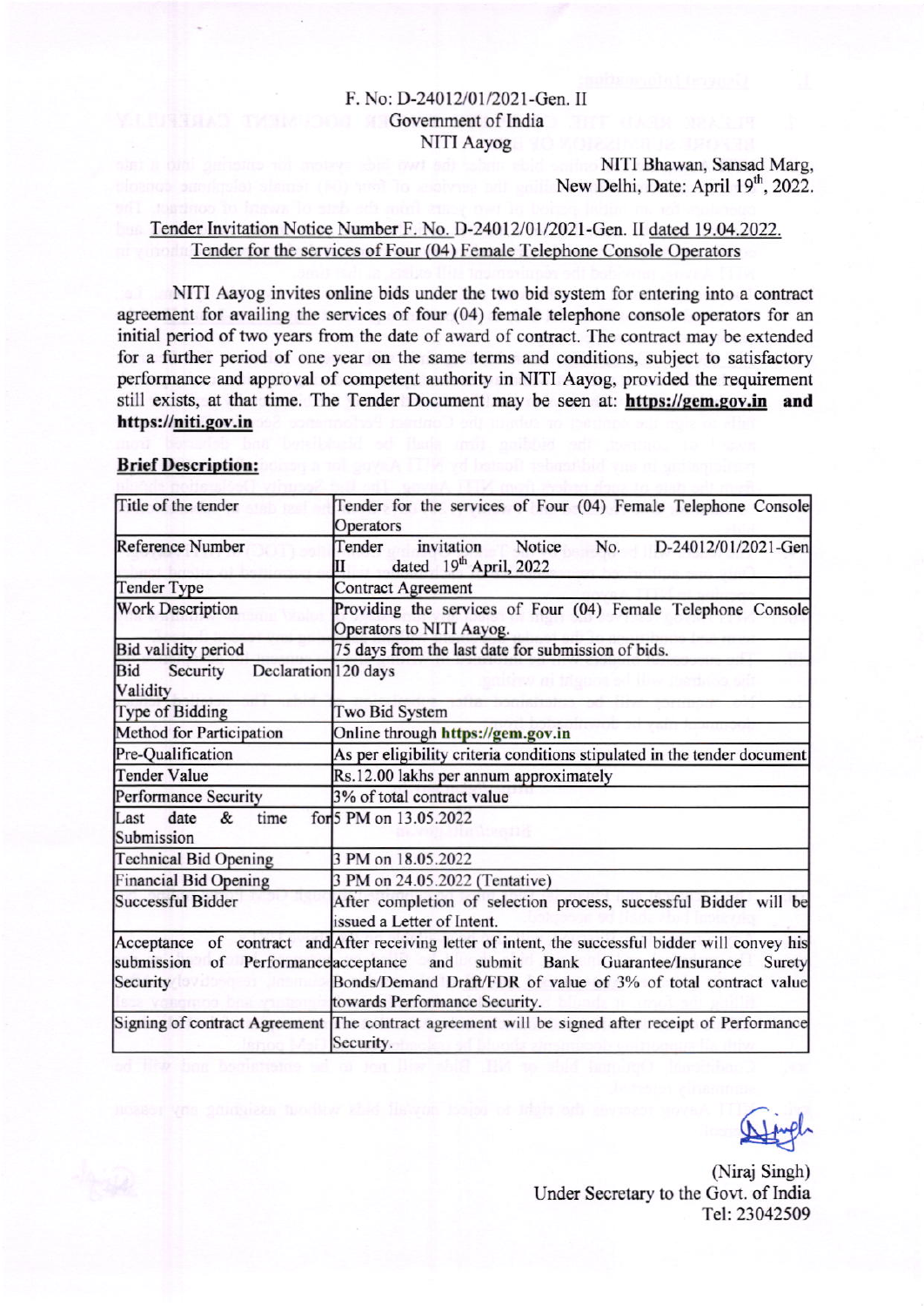F. No: D-24012/01/2021-Gen. II
Government of India
NITI Aayog

NITI Bhawan, Sansad Marg,
New Delhi, Date: April 19th, 2022.

Tender Invitation Notice Number F. No. D-24012/01/2021-Gen. II dated 19.04.2022.
Tender for the services of Four (04) Female Telephone Console Operators

NITI Aayog invites online bids under the two bid system for entering into a contract agreement for availing the services of four (04) female telephone console operators for an initial period of two years from the date of award of contract. The contract may be extended for a further period of one year on the same terms and conditions, subject to satisfactory performance and approval of competent authority in NITI Aayog, provided the requirement still exists, at that time. The Tender Document may be seen at: **https://gem.gov.in and https://niti.gov.in**

**Brief Description:**

| Title of the tender | Tender for the services of Four (04) Female Telephone Console Operators |
|---|---|
| Reference Number | Tender invitation Notice No. D-24012/01/2021-Gen II dated 19th April, 2022 |
| Tender Type | Contract Agreement |
| Work Description | Providing the services of Four (04) Female Telephone Console Operators to NITI Aayog. |
| Bid validity period | 75 days from the last date for submission of bids. |
| Bid Security Declaration Validity | 120 days |
| Type of Bidding | Two Bid System |
| Method for Participation | Online through **https://gem.gov.in** |
| Pre-Qualification | As per eligibility criteria conditions stipulated in the tender document |
| Tender Value | Rs.12.00 lakhs per annum approximately |
| Performance Security | 3% of total contract value |
| Last date & time for Submission | 5 PM on 13.05.2022 |
| Technical Bid Opening | 3 PM on 18.05.2022 |
| Financial Bid Opening | 3 PM on 24.05.2022 (Tentative) |
| Successful Bidder | After completion of selection process, successful Bidder will be issued a Letter of Intent. |
| Acceptance of contract and submission of Performance Security | After receiving letter of intent, the successful bidder will convey his acceptance and submit Bank Guarantee/Insurance Surety Bonds/Demand Draft/FDR of value of 3% of total contract value towards Performance Security. |
| Signing of contract Agreement | The contract agreement will be signed after receipt of Performance Security. |

(Niraj Singh)
Under Secretary to the Govt. of India
Tel: 23042509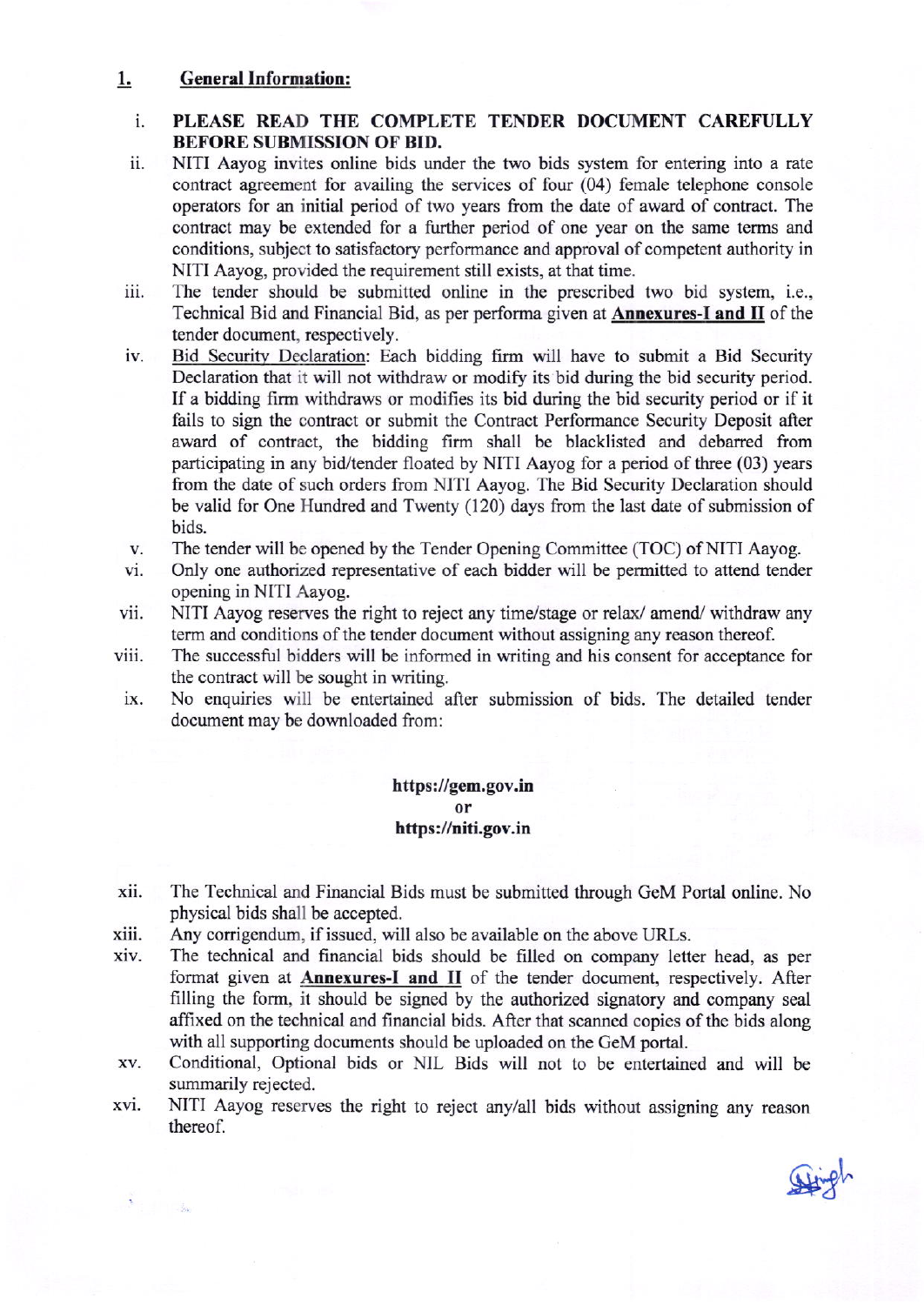## 1. General Information:

i. **PLEASE READ THE COMPLETE TENDER DOCUMENT CAREFULLY BEFORE SUBMISSION OF BID.**

ii. NITI Aayog invites online bids under the two bids system for entering into a rate contract agreement for availing the services of four (04) female telephone console operators for an initial period of two years from the date of award of contract. The contract may be extended for a further period of one year on the same terms and conditions, subject to satisfactory performance and approval of competent authority in NITI Aayog, provided the requirement still exists, at that time.

iii. The tender should be submitted online in the prescribed two bid system, i.e., Technical Bid and Financial Bid, as per performa given at **Annexures-I and II** of the tender document, respectively.

iv. Bid Security Declaration: Each bidding firm will have to submit a Bid Security Declaration that it will not withdraw or modify its bid during the bid security period. If a bidding firm withdraws or modifies its bid during the bid security period or if it fails to sign the contract or submit the Contract Performance Security Deposit after award of contract, the bidding firm shall be blacklisted and debarred from participating in any bid/tender floated by NITI Aayog for a period of three (03) years from the date of such orders from NITI Aayog. The Bid Security Declaration should be valid for One Hundred and Twenty (120) days from the last date of submission of bids.

v. The tender will be opened by the Tender Opening Committee (TOC) of NITI Aayog.

vi. Only one authorized representative of each bidder will be permitted to attend tender opening in NITI Aayog.

vii. NITI Aayog reserves the right to reject any time/stage or relax/ amend/ withdraw any term and conditions of the tender document without assigning any reason thereof.

viii. The successful bidders will be informed in writing and his consent for acceptance for the contract will be sought in writing.

ix. No enquiries will be entertained after submission of bids. The detailed tender document may be downloaded from:

**https://gem.gov.in**
**or**
**https://niti.gov.in**

xii. The Technical and Financial Bids must be submitted through GeM Portal online. No physical bids shall be accepted.

xiii. Any corrigendum, if issued, will also be available on the above URLs.

xiv. The technical and financial bids should be filled on company letter head, as per format given at **Annexures-I and II** of the tender document, respectively. After filling the form, it should be signed by the authorized signatory and company seal affixed on the technical and financial bids. After that scanned copies of the bids along with all supporting documents should be uploaded on the GeM portal.

xv. Conditional, Optional bids or NIL Bids will not to be entertained and will be summarily rejected.

xvi. NITI Aayog reserves the right to reject any/all bids without assigning any reason thereof.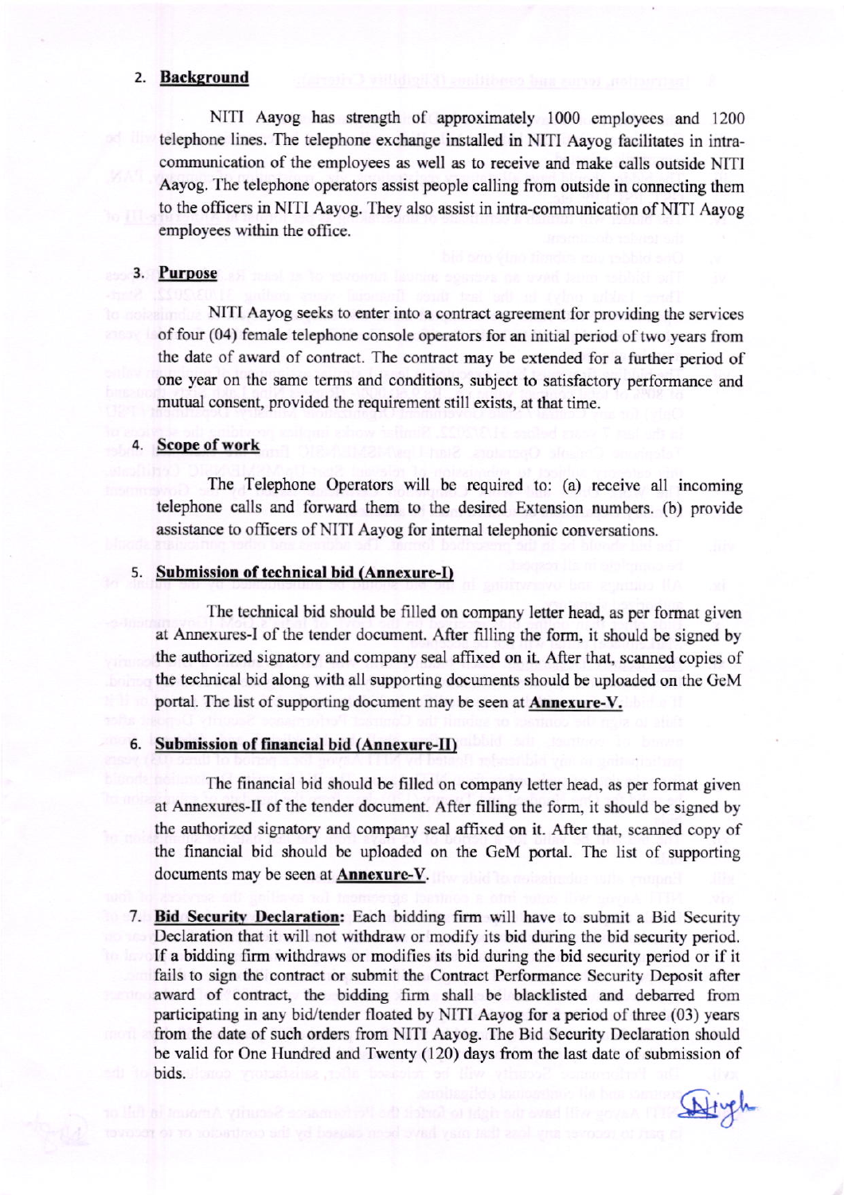## 2. Background

NITI Aayog has strength of approximately 1000 employees and 1200 telephone lines. The telephone exchange installed in NITI Aayog facilitates in intra-communication of the employees as well as to receive and make calls outside NITI Aayog. The telephone operators assist people calling from outside in connecting them to the officers in NITI Aayog. They also assist in intra-communication of NITI Aayog employees within the office.

## 3. Purpose

NITI Aayog seeks to enter into a contract agreement for providing the services of four (04) female telephone console operators for an initial period of two years from the date of award of contract. The contract may be extended for a further period of one year on the same terms and conditions, subject to satisfactory performance and mutual consent, provided the requirement still exists, at that time.

## 4. Scope of work

The Telephone Operators will be required to: (a) receive all incoming telephone calls and forward them to the desired Extension numbers. (b) provide assistance to officers of NITI Aayog for internal telephonic conversations.

## 5. Submission of technical bid (Annexure-I)

The technical bid should be filled on company letter head, as per format given at Annexures-I of the tender document. After filling the form, it should be signed by the authorized signatory and company seal affixed on it. After that, scanned copies of the technical bid along with all supporting documents should be uploaded on the GeM portal. The list of supporting document may be seen at **Annexure-V.**

## 6. Submission of financial bid (Annexure-II)

The financial bid should be filled on company letter head, as per format given at Annexures-II of the tender document. After filling the form, it should be signed by the authorized signatory and company seal affixed on it. After that, scanned copy of the financial bid should be uploaded on the GeM portal. The list of supporting documents may be seen at **Annexure-V**.

7. **Bid Security Declaration:** Each bidding firm will have to submit a Bid Security Declaration that it will not withdraw or modify its bid during the bid security period. If a bidding firm withdraws or modifies its bid during the bid security period or if it fails to sign the contract or submit the Contract Performance Security Deposit after award of contract, the bidding firm shall be blacklisted and debarred from participating in any bid/tender floated by NITI Aayog for a period of three (03) years from the date of such orders from NITI Aayog. The Bid Security Declaration should be valid for One Hundred and Twenty (120) days from the last date of submission of bids.